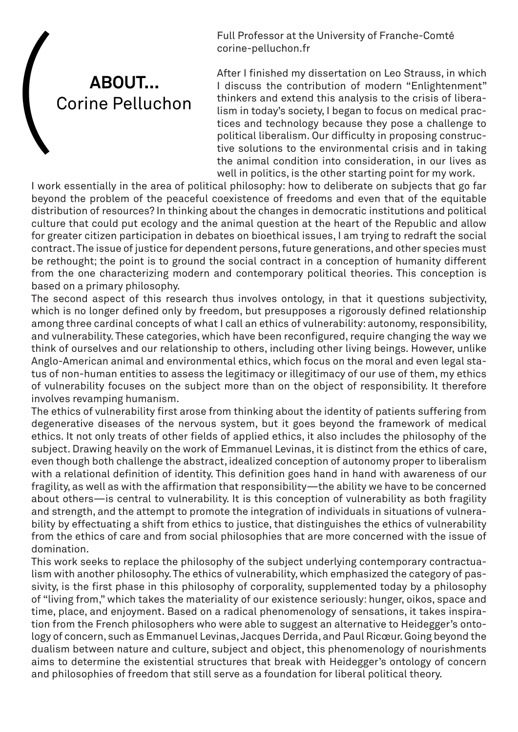# ABOUT... Corine Pelluchon

Full Professor at the University of Franche-Comté
corine-pelluchon.fr

After I finished my dissertation on Leo Strauss, in which I discuss the contribution of modern "Enlightenment" thinkers and extend this analysis to the crisis of liberalism in today's society, I began to focus on medical practices and technology because they pose a challenge to political liberalism. Our difficulty in proposing constructive solutions to the environmental crisis and in taking the animal condition into consideration, in our lives as well in politics, is the other starting point for my work.

I work essentially in the area of political philosophy: how to deliberate on subjects that go far beyond the problem of the peaceful coexistence of freedoms and even that of the equitable distribution of resources? In thinking about the changes in democratic institutions and political culture that could put ecology and the animal question at the heart of the Republic and allow for greater citizen participation in debates on bioethical issues, I am trying to redraft the social contract. The issue of justice for dependent persons, future generations, and other species must be rethought; the point is to ground the social contract in a conception of humanity different from the one characterizing modern and contemporary political theories. This conception is based on a primary philosophy.

The second aspect of this research thus involves ontology, in that it questions subjectivity, which is no longer defined only by freedom, but presupposes a rigorously defined relationship among three cardinal concepts of what I call an ethics of vulnerability: autonomy, responsibility, and vulnerability. These categories, which have been reconfigured, require changing the way we think of ourselves and our relationship to others, including other living beings. However, unlike Anglo-American animal and environmental ethics, which focus on the moral and even legal status of non-human entities to assess the legitimacy or illegitimacy of our use of them, my ethics of vulnerability focuses on the subject more than on the object of responsibility. It therefore involves revamping humanism.

The ethics of vulnerability first arose from thinking about the identity of patients suffering from degenerative diseases of the nervous system, but it goes beyond the framework of medical ethics. It not only treats of other fields of applied ethics, it also includes the philosophy of the subject. Drawing heavily on the work of Emmanuel Levinas, it is distinct from the ethics of care, even though both challenge the abstract, idealized conception of autonomy proper to liberalism with a relational definition of identity. This definition goes hand in hand with awareness of our fragility, as well as with the affirmation that responsibility—the ability we have to be concerned about others—is central to vulnerability. It is this conception of vulnerability as both fragility and strength, and the attempt to promote the integration of individuals in situations of vulnerability by effectuating a shift from ethics to justice, that distinguishes the ethics of vulnerability from the ethics of care and from social philosophies that are more concerned with the issue of domination.

This work seeks to replace the philosophy of the subject underlying contemporary contractualism with another philosophy. The ethics of vulnerability, which emphasized the category of passivity, is the first phase in this philosophy of corporality, supplemented today by a philosophy of "living from," which takes the materiality of our existence seriously: hunger, oikos, space and time, place, and enjoyment. Based on a radical phenomenology of sensations, it takes inspiration from the French philosophers who were able to suggest an alternative to Heidegger's ontology of concern, such as Emmanuel Levinas, Jacques Derrida, and Paul Ricœur. Going beyond the dualism between nature and culture, subject and object, this phenomenology of nourishments aims to determine the existential structures that break with Heidegger's ontology of concern and philosophies of freedom that still serve as a foundation for liberal political theory.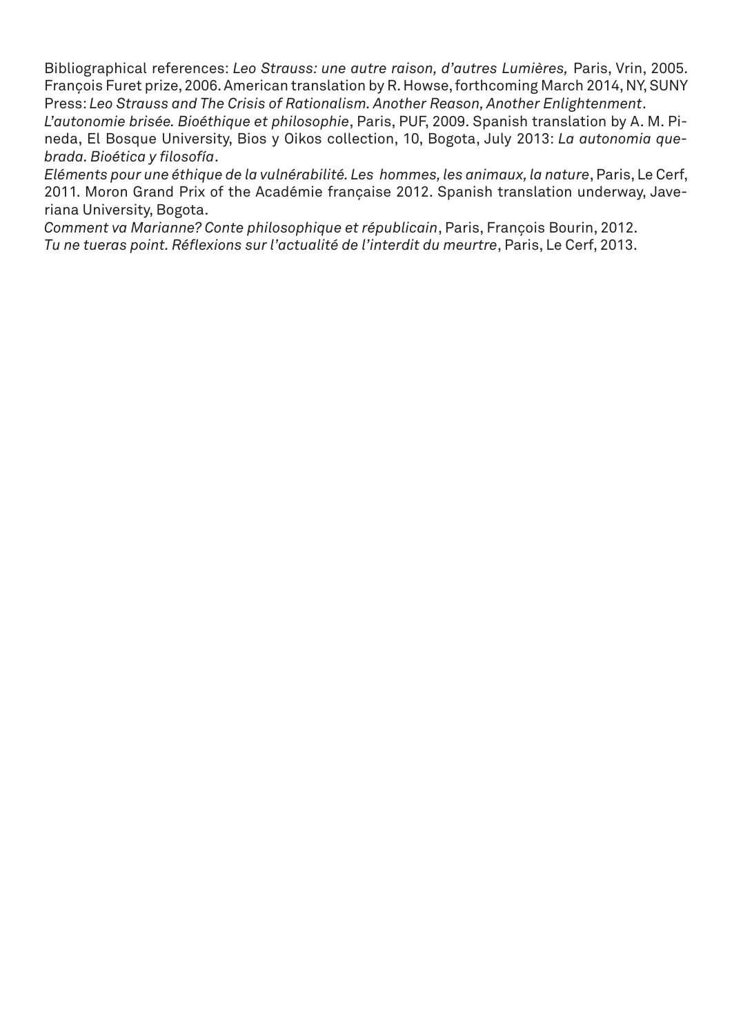Bibliographical references: *Leo Strauss: une autre raison, d'autres Lumières,* Paris, Vrin, 2005. François Furet prize, 2006. American translation by R. Howse, forthcoming March 2014, NY, SUNY Press: *Leo Strauss and The Crisis of Rationalism. Another Reason, Another Enlightenment*.
*L'autonomie brisée. Bioéthique et philosophie*, Paris, PUF, 2009. Spanish translation by A. M. Pineda, El Bosque University, Bios y Oikos collection, 10, Bogota, July 2013: *La autonomia quebrada. Bioética y filosofía*.
*Eléments pour une éthique de la vulnérabilité. Les hommes, les animaux, la nature*, Paris, Le Cerf, 2011. Moron Grand Prix of the Académie française 2012. Spanish translation underway, Javeriana University, Bogota.
*Comment va Marianne? Conte philosophique et républicain*, Paris, François Bourin, 2012.
*Tu ne tueras point. Réflexions sur l'actualité de l'interdit du meurtre*, Paris, Le Cerf, 2013.